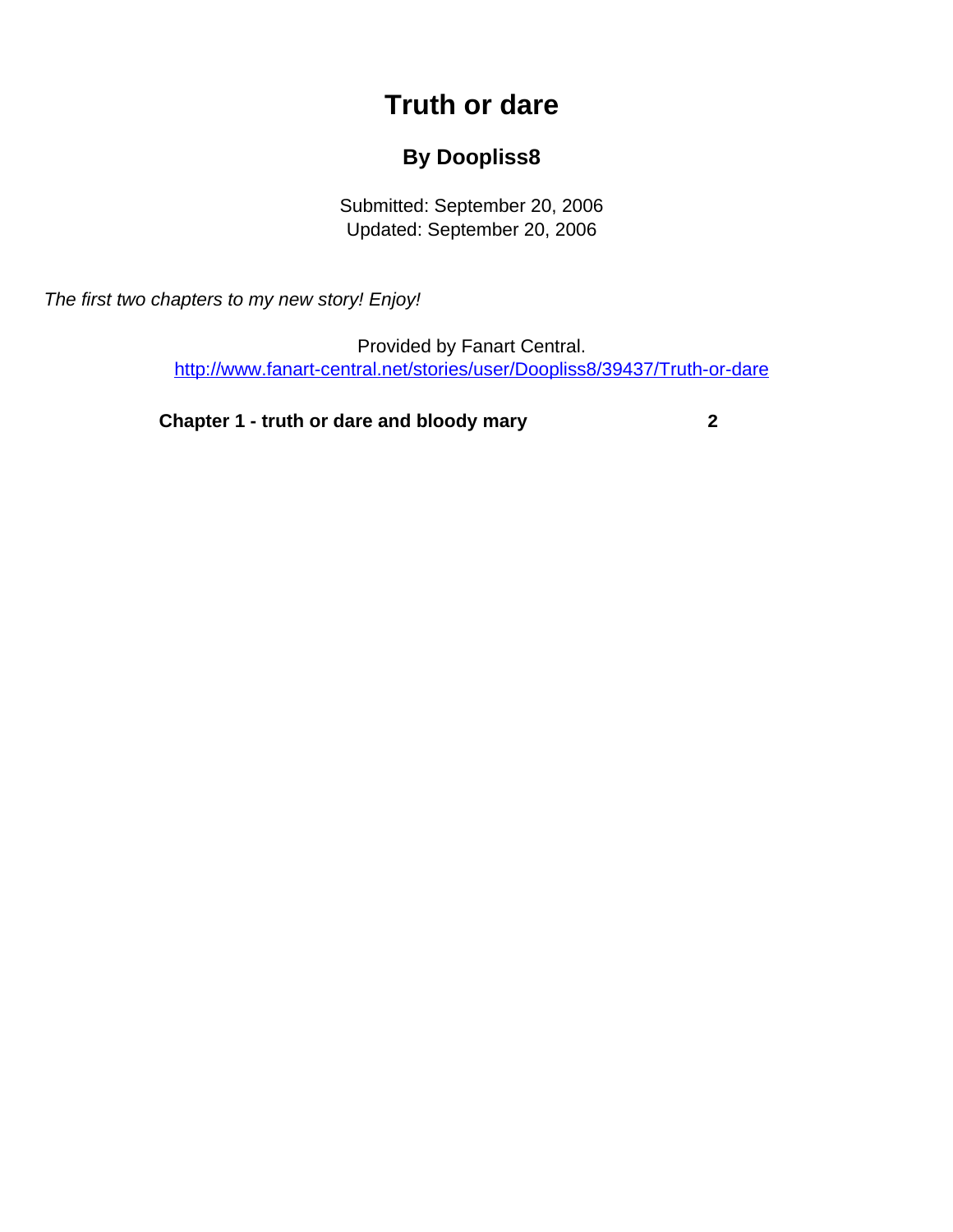# Truth or dare

### By Doopliss8

Submitted: September 20, 2006
Updated: September 20, 2006

*The first two chapters to my new story! Enjoy!*

Provided by Fanart Central.
http://www.fanart-central.net/stories/user/Doopliss8/39437/Truth-or-dare

| | |
|---|---|
| **Chapter 1 - truth or dare and bloody mary** | **2** |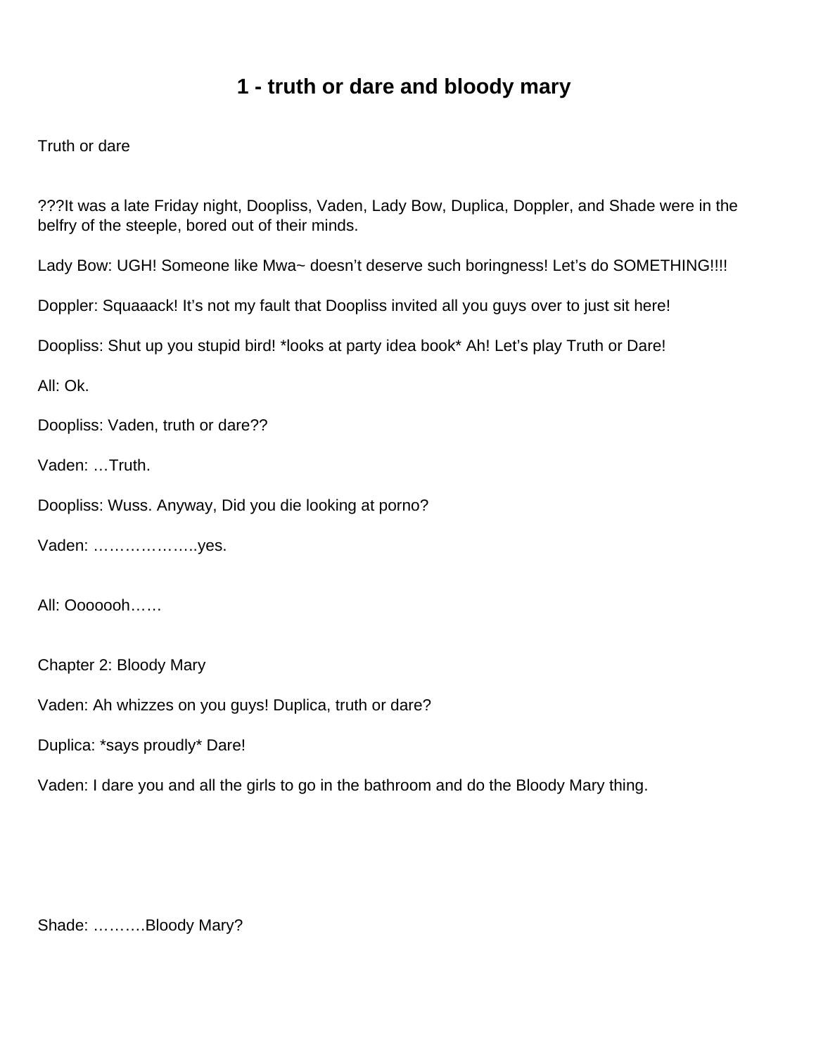# 1 - truth or dare and bloody mary

Truth or dare

???It was a late Friday night, Doopliss, Vaden, Lady Bow, Duplica, Doppler, and Shade were in the belfry of the steeple, bored out of their minds.

Lady Bow: UGH! Someone like Mwa~ doesn't deserve such boringness! Let's do SOMETHING!!!!

Doppler: Squaaack! It's not my fault that Doopliss invited all you guys over to just sit here!

Doopliss: Shut up you stupid bird! *looks at party idea book* Ah! Let's play Truth or Dare!

All: Ok.

Doopliss: Vaden, truth or dare??

Vaden: …Truth.

Doopliss: Wuss. Anyway, Did you die looking at porno?

Vaden: ………………..yes.

All: Ooooooh……

Chapter 2: Bloody Mary

Vaden: Ah whizzes on you guys! Duplica, truth or dare?

Duplica: *says proudly* Dare!

Vaden: I dare you and all the girls to go in the bathroom and do the Bloody Mary thing.

Shade: ……….Bloody Mary?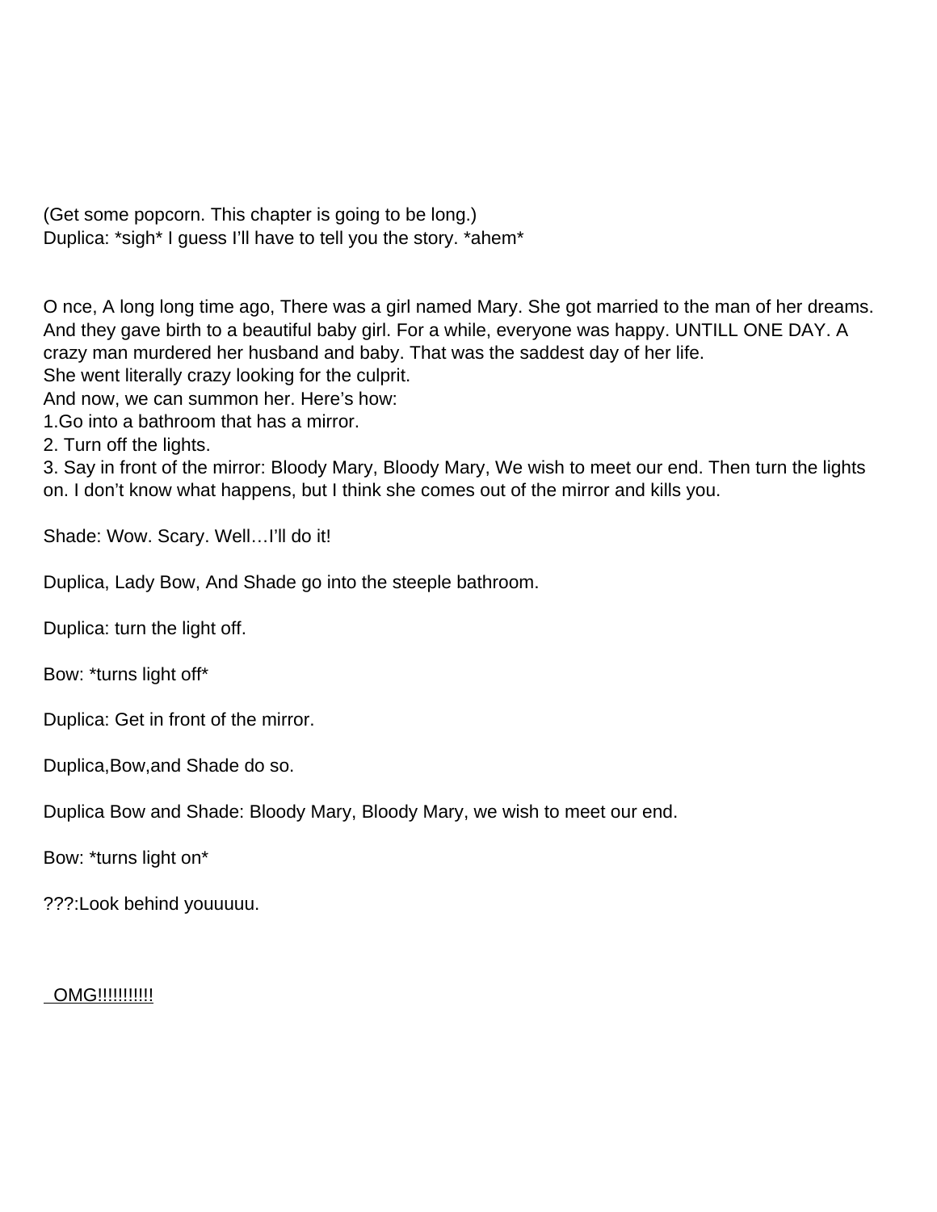(Get some popcorn. This chapter is going to be long.)
Duplica: *sigh* I guess I'll have to tell you the story. *ahem*

O nce, A long long time ago, There was a girl named Mary. She got married to the man of her dreams. And they gave birth to a beautiful baby girl. For a while, everyone was happy. UNTILL ONE DAY. A crazy man murdered her husband and baby. That was the saddest day of her life.
She went literally crazy looking for the culprit.
And now, we can summon her. Here's how:
1.Go into a bathroom that has a mirror.
2. Turn off the lights.
3. Say in front of the mirror: Bloody Mary, Bloody Mary, We wish to meet our end. Then turn the lights on. I don't know what happens, but I think she comes out of the mirror and kills you.

Shade: Wow. Scary. Well…I'll do it!

Duplica, Lady Bow, And Shade go into the steeple bathroom.

Duplica: turn the light off.

Bow: *turns light off*

Duplica: Get in front of the mirror.

Duplica,Bow,and Shade do so.

Duplica Bow and Shade: Bloody Mary, Bloody Mary, we wish to meet our end.

Bow: *turns light on*

???:Look behind youuuuu.

<u>OMG!!!!!!!!!!</u>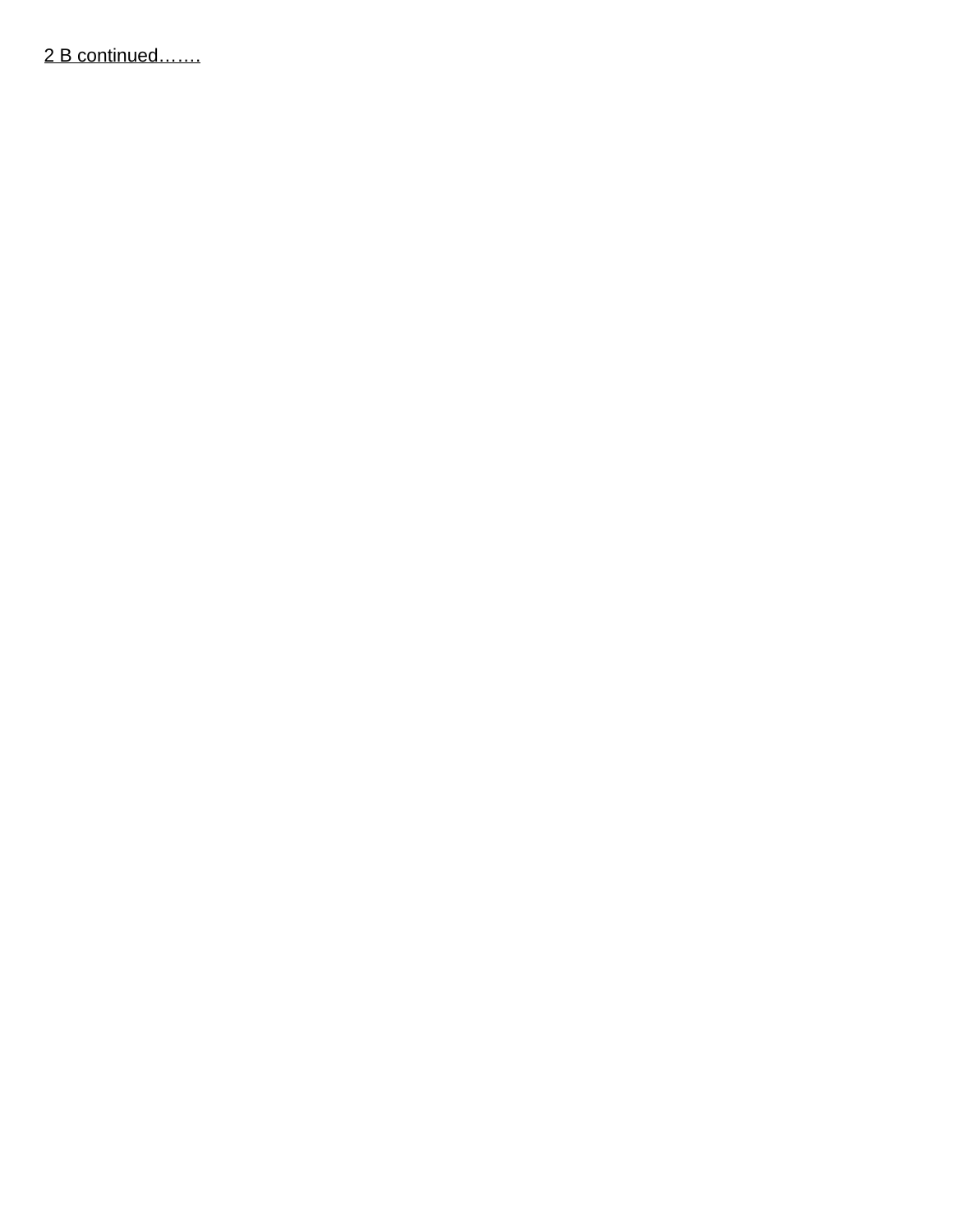<u>2 B continued…….</u>